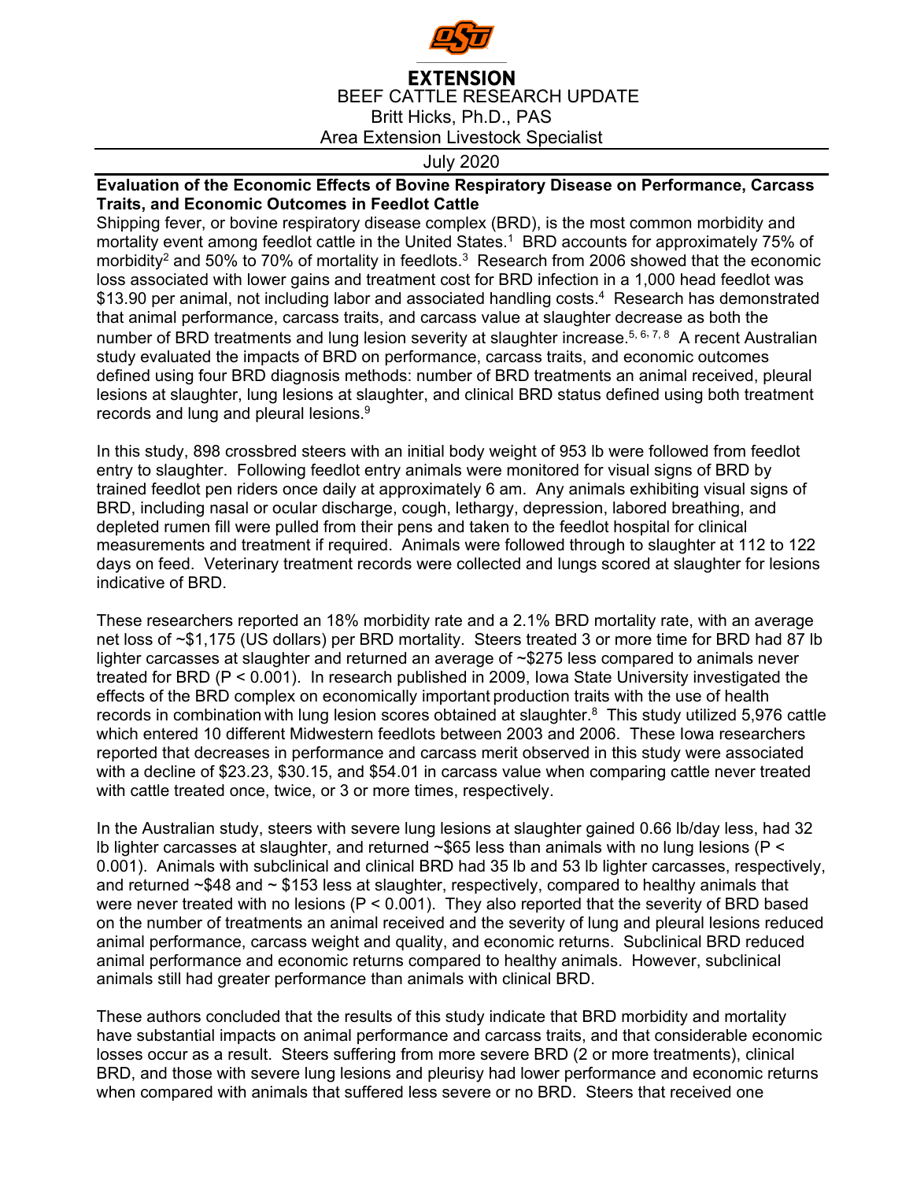**EXTENSION**

BEEF CATTLE RESEARCH UPDATE

Britt Hicks, Ph.D., PAS

Area Extension Livestock Specialist

July 2020

## Evaluation of the Economic Effects of Bovine Respiratory Disease on Performance, Carcass Traits, and Economic Outcomes in Feedlot Cattle

Shipping fever, or bovine respiratory disease complex (BRD), is the most common morbidity and mortality event among feedlot cattle in the United States.[1] BRD accounts for approximately 75% of morbidity[2] and 50% to 70% of mortality in feedlots.[3] Research from 2006 showed that the economic loss associated with lower gains and treatment cost for BRD infection in a 1,000 head feedlot was $13.90 per animal, not including labor and associated handling costs.[4] Research has demonstrated that animal performance, carcass traits, and carcass value at slaughter decrease as both the number of BRD treatments and lung lesion severity at slaughter increase.[5, 6, 7, 8] A recent Australian study evaluated the impacts of BRD on performance, carcass traits, and economic outcomes defined using four BRD diagnosis methods: number of BRD treatments an animal received, pleural lesions at slaughter, lung lesions at slaughter, and clinical BRD status defined using both treatment records and lung and pleural lesions.[9]

In this study, 898 crossbred steers with an initial body weight of 953 lb were followed from feedlot entry to slaughter. Following feedlot entry animals were monitored for visual signs of BRD by trained feedlot pen riders once daily at approximately 6 am. Any animals exhibiting visual signs of BRD, including nasal or ocular discharge, cough, lethargy, depression, labored breathing, and depleted rumen fill were pulled from their pens and taken to the feedlot hospital for clinical measurements and treatment if required. Animals were followed through to slaughter at 112 to 122 days on feed. Veterinary treatment records were collected and lungs scored at slaughter for lesions indicative of BRD.

These researchers reported an 18% morbidity rate and a 2.1% BRD mortality rate, with an average net loss of ~$1,175 (US dollars) per BRD mortality. Steers treated 3 or more time for BRD had 87 lb lighter carcasses at slaughter and returned an average of ~$275 less compared to animals never treated for BRD ($P < 0.001$). In research published in 2009, Iowa State University investigated the effects of the BRD complex on economically important production traits with the use of health records in combination with lung lesion scores obtained at slaughter.[8] This study utilized 5,976 cattle which entered 10 different Midwestern feedlots between 2003 and 2006. These Iowa researchers reported that decreases in performance and carcass merit observed in this study were associated with a decline of $23.23, $30.15, and $54.01 in carcass value when comparing cattle never treated with cattle treated once, twice, or 3 or more times, respectively.

In the Australian study, steers with severe lung lesions at slaughter gained 0.66 lb/day less, had 32 lb lighter carcasses at slaughter, and returned ~$65 less than animals with no lung lesions ($P < 0.001$). Animals with subclinical and clinical BRD had 35 lb and 53 lb lighter carcasses, respectively, and returned ~$48 and ~ $153 less at slaughter, respectively, compared to healthy animals that were never treated with no lesions ($P < 0.001$). They also reported that the severity of BRD based on the number of treatments an animal received and the severity of lung and pleural lesions reduced animal performance, carcass weight and quality, and economic returns. Subclinical BRD reduced animal performance and economic returns compared to healthy animals. However, subclinical animals still had greater performance than animals with clinical BRD.

These authors concluded that the results of this study indicate that BRD morbidity and mortality have substantial impacts on animal performance and carcass traits, and that considerable economic losses occur as a result. Steers suffering from more severe BRD (2 or more treatments), clinical BRD, and those with severe lung lesions and pleurisy had lower performance and economic returns when compared with animals that suffered less severe or no BRD. Steers that received one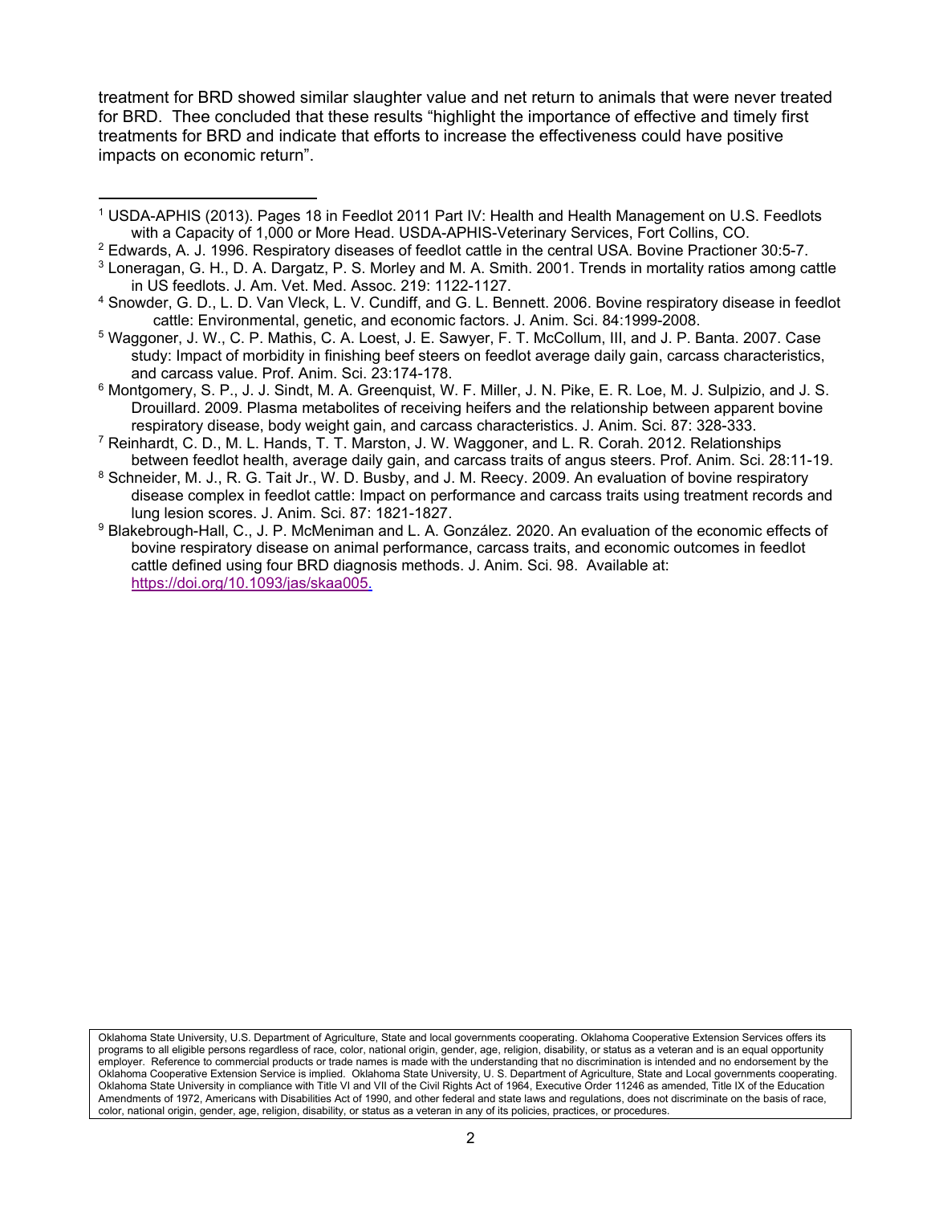treatment for BRD showed similar slaughter value and net return to animals that were never treated for BRD. Thee concluded that these results "highlight the importance of effective and timely first treatments for BRD and indicate that efforts to increase the effectiveness could have positive impacts on economic return".

---

[1] USDA-APHIS (2013). Pages 18 in Feedlot 2011 Part IV: Health and Health Management on U.S. Feedlots with a Capacity of 1,000 or More Head. USDA-APHIS-Veterinary Services, Fort Collins, CO.

[2] Edwards, A. J. 1996. Respiratory diseases of feedlot cattle in the central USA. Bovine Practioner 30:5-7.

[3] Loneragan, G. H., D. A. Dargatz, P. S. Morley and M. A. Smith. 2001. Trends in mortality ratios among cattle in US feedlots. J. Am. Vet. Med. Assoc. 219: 1122-1127.

[4] Snowder, G. D., L. D. Van Vleck, L. V. Cundiff, and G. L. Bennett. 2006. Bovine respiratory disease in feedlot cattle: Environmental, genetic, and economic factors. J. Anim. Sci. 84:1999-2008.

[5] Waggoner, J. W., C. P. Mathis, C. A. Loest, J. E. Sawyer, F. T. McCollum, III, and J. P. Banta. 2007. Case study: Impact of morbidity in finishing beef steers on feedlot average daily gain, carcass characteristics, and carcass value. Prof. Anim. Sci. 23:174-178.

[6] Montgomery, S. P., J. J. Sindt, M. A. Greenquist, W. F. Miller, J. N. Pike, E. R. Loe, M. J. Sulpizio, and J. S. Drouillard. 2009. Plasma metabolites of receiving heifers and the relationship between apparent bovine respiratory disease, body weight gain, and carcass characteristics. J. Anim. Sci. 87: 328-333.

[7] Reinhardt, C. D., M. L. Hands, T. T. Marston, J. W. Waggoner, and L. R. Corah. 2012. Relationships between feedlot health, average daily gain, and carcass traits of angus steers. Prof. Anim. Sci. 28:11-19.

[8] Schneider, M. J., R. G. Tait Jr., W. D. Busby, and J. M. Reecy. 2009. An evaluation of bovine respiratory disease complex in feedlot cattle: Impact on performance and carcass traits using treatment records and lung lesion scores. J. Anim. Sci. 87: 1821-1827.

[9] Blakebrough-Hall, C., J. P. McMeniman and L. A. González. 2020. An evaluation of the economic effects of bovine respiratory disease on animal performance, carcass traits, and economic outcomes in feedlot cattle defined using four BRD diagnosis methods. J. Anim. Sci. 98. Available at: https://doi.org/10.1093/jas/skaa005.

Oklahoma State University, U.S. Department of Agriculture, State and local governments cooperating. Oklahoma Cooperative Extension Services offers its programs to all eligible persons regardless of race, color, national origin, gender, age, religion, disability, or status as a veteran and is an equal opportunity employer. Reference to commercial products or trade names is made with the understanding that no discrimination is intended and no endorsement by the Oklahoma Cooperative Extension Service is implied. Oklahoma State University, U. S. Department of Agriculture, State and Local governments cooperating. Oklahoma State University in compliance with Title VI and VII of the Civil Rights Act of 1964, Executive Order 11246 as amended, Title IX of the Education Amendments of 1972, Americans with Disabilities Act of 1990, and other federal and state laws and regulations, does not discriminate on the basis of race, color, national origin, gender, age, religion, disability, or status as a veteran in any of its policies, practices, or procedures.